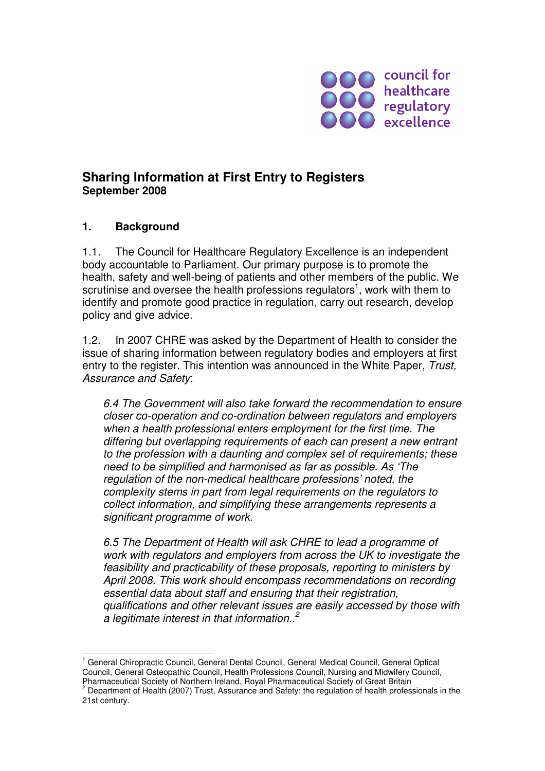council for healthcare regulatory excellence

# Sharing Information at First Entry to Registers

**September 2008**

## 1. Background

1.1. The Council for Healthcare Regulatory Excellence is an independent body accountable to Parliament. Our primary purpose is to promote the health, safety and well-being of patients and other members of the public. We scrutinise and oversee the health professions regulators[1], work with them to identify and promote good practice in regulation, carry out research, develop policy and give advice.

1.2. In 2007 CHRE was asked by the Department of Health to consider the issue of sharing information between regulatory bodies and employers at first entry to the register. This intention was announced in the White Paper, *Trust, Assurance and Safety*:

> *6.4 The Government will also take forward the recommendation to ensure closer co-operation and co-ordination between regulators and employers when a health professional enters employment for the first time. The differing but overlapping requirements of each can present a new entrant to the profession with a daunting and complex set of requirements; these need to be simplified and harmonised as far as possible. As 'The regulation of the non-medical healthcare professions' noted, the complexity stems in part from legal requirements on the regulators to collect information, and simplifying these arrangements represents a significant programme of work.*
>
> *6.5 The Department of Health will ask CHRE to lead a programme of work with regulators and employers from across the UK to investigate the feasibility and practicability of these proposals, reporting to ministers by April 2008. This work should encompass recommendations on recording essential data about staff and ensuring that their registration, qualifications and other relevant issues are easily accessed by those with a legitimate interest in that information..*[2]

---

[1] General Chiropractic Council, General Dental Council, General Medical Council, General Optical Council, General Osteopathic Council, Health Professions Council, Nursing and Midwifery Council, Pharmaceutical Society of Northern Ireland, Royal Pharmaceutical Society of Great Britain

[2] Department of Health (2007) Trust, Assurance and Safety: the regulation of health professionals in the 21st century.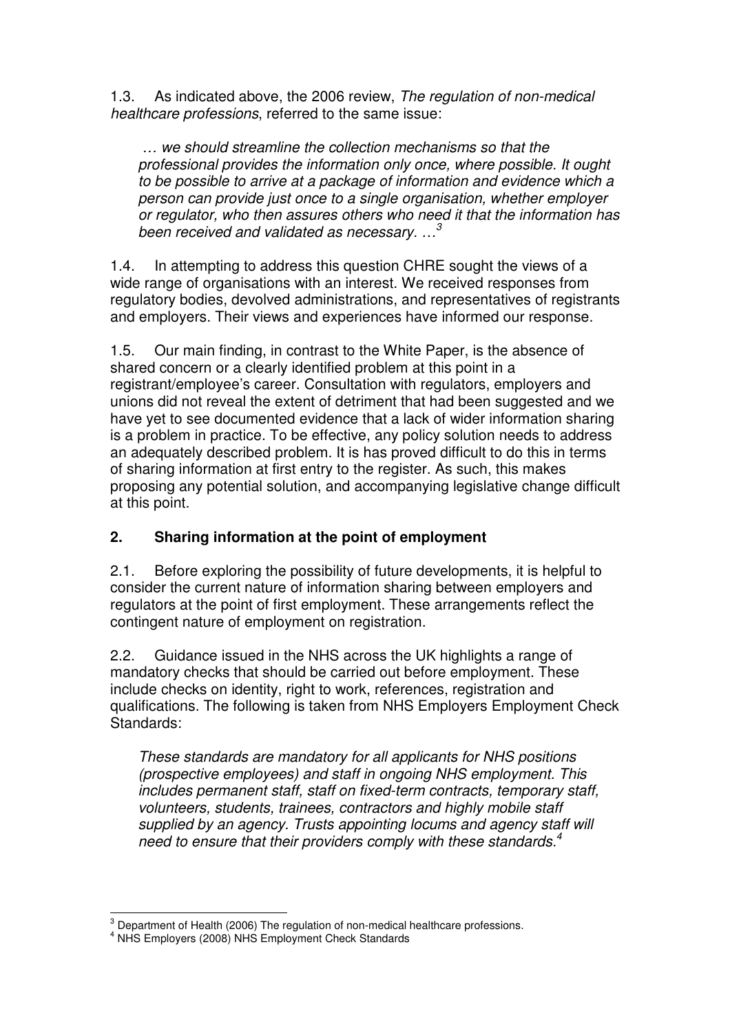1.3. As indicated above, the 2006 review, *The regulation of non-medical healthcare professions*, referred to the same issue:

> *… we should streamline the collection mechanisms so that the professional provides the information only once, where possible. It ought to be possible to arrive at a package of information and evidence which a person can provide just once to a single organisation, whether employer or regulator, who then assures others who need it that the information has been received and validated as necessary. …*[3]

1.4. In attempting to address this question CHRE sought the views of a wide range of organisations with an interest. We received responses from regulatory bodies, devolved administrations, and representatives of registrants and employers. Their views and experiences have informed our response.

1.5. Our main finding, in contrast to the White Paper, is the absence of shared concern or a clearly identified problem at this point in a registrant/employee's career. Consultation with regulators, employers and unions did not reveal the extent of detriment that had been suggested and we have yet to see documented evidence that a lack of wider information sharing is a problem in practice. To be effective, any policy solution needs to address an adequately described problem. It is has proved difficult to do this in terms of sharing information at first entry to the register. As such, this makes proposing any potential solution, and accompanying legislative change difficult at this point.

## 2. Sharing information at the point of employment

2.1. Before exploring the possibility of future developments, it is helpful to consider the current nature of information sharing between employers and regulators at the point of first employment. These arrangements reflect the contingent nature of employment on registration.

2.2. Guidance issued in the NHS across the UK highlights a range of mandatory checks that should be carried out before employment. These include checks on identity, right to work, references, registration and qualifications. The following is taken from NHS Employers Employment Check Standards:

> *These standards are mandatory for all applicants for NHS positions (prospective employees) and staff in ongoing NHS employment. This includes permanent staff, staff on fixed-term contracts, temporary staff, volunteers, students, trainees, contractors and highly mobile staff supplied by an agency. Trusts appointing locums and agency staff will need to ensure that their providers comply with these standards.*[4]

---

[3] Department of Health (2006) The regulation of non-medical healthcare professions.

[4] NHS Employers (2008) NHS Employment Check Standards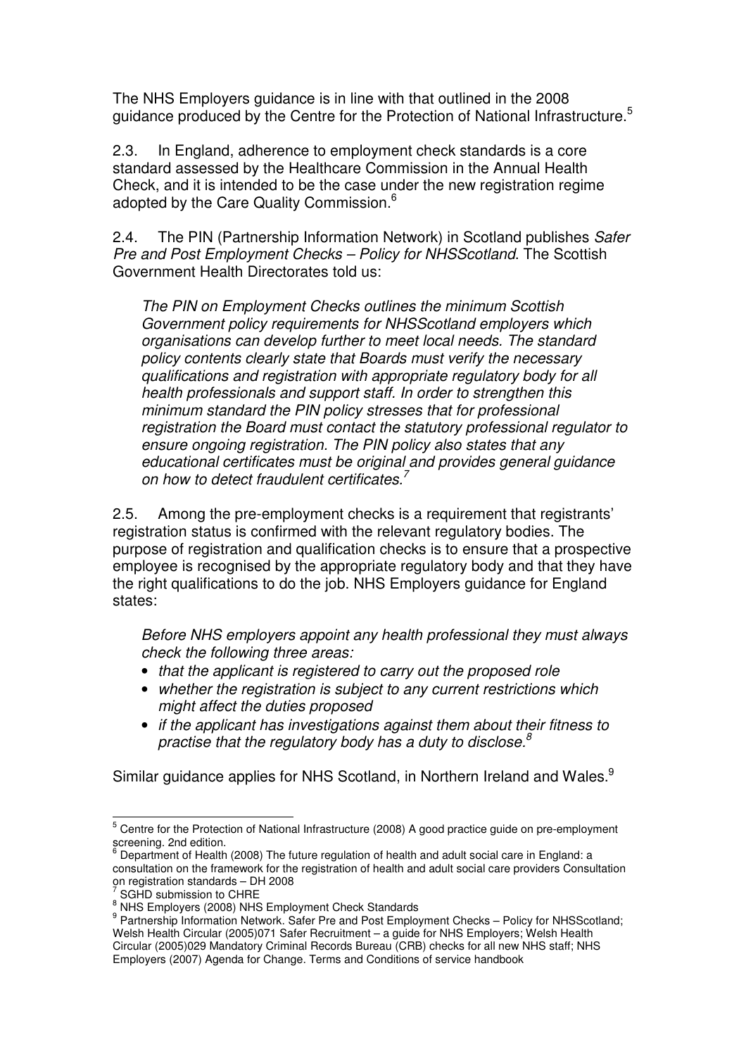The NHS Employers guidance is in line with that outlined in the 2008 guidance produced by the Centre for the Protection of National Infrastructure.[5]

2.3. In England, adherence to employment check standards is a core standard assessed by the Healthcare Commission in the Annual Health Check, and it is intended to be the case under the new registration regime adopted by the Care Quality Commission.[6]

2.4. The PIN (Partnership Information Network) in Scotland publishes *Safer Pre and Post Employment Checks – Policy for NHSScotland*. The Scottish Government Health Directorates told us:

> *The PIN on Employment Checks outlines the minimum Scottish Government policy requirements for NHSScotland employers which organisations can develop further to meet local needs. The standard policy contents clearly state that Boards must verify the necessary qualifications and registration with appropriate regulatory body for all health professionals and support staff. In order to strengthen this minimum standard the PIN policy stresses that for professional registration the Board must contact the statutory professional regulator to ensure ongoing registration. The PIN policy also states that any educational certificates must be original and provides general guidance on how to detect fraudulent certificates.*[7]

2.5. Among the pre-employment checks is a requirement that registrants' registration status is confirmed with the relevant regulatory bodies. The purpose of registration and qualification checks is to ensure that a prospective employee is recognised by the appropriate regulatory body and that they have the right qualifications to do the job. NHS Employers guidance for England states:

> *Before NHS employers appoint any health professional they must always check the following three areas:*
>
> - *that the applicant is registered to carry out the proposed role*
> - *whether the registration is subject to any current restrictions which might affect the duties proposed*
> - *if the applicant has investigations against them about their fitness to practise that the regulatory body has a duty to disclose.*[8]

Similar guidance applies for NHS Scotland, in Northern Ireland and Wales.[9]

---

[5] Centre for the Protection of National Infrastructure (2008) A good practice guide on pre-employment screening. 2nd edition.

[6] Department of Health (2008) The future regulation of health and adult social care in England: a consultation on the framework for the registration of health and adult social care providers Consultation on registration standards – DH 2008

[7] SGHD submission to CHRE

[8] NHS Employers (2008) NHS Employment Check Standards

[9] Partnership Information Network. Safer Pre and Post Employment Checks – Policy for NHSScotland; Welsh Health Circular (2005)071 Safer Recruitment – a guide for NHS Employers; Welsh Health Circular (2005)029 Mandatory Criminal Records Bureau (CRB) checks for all new NHS staff; NHS Employers (2007) Agenda for Change. Terms and Conditions of service handbook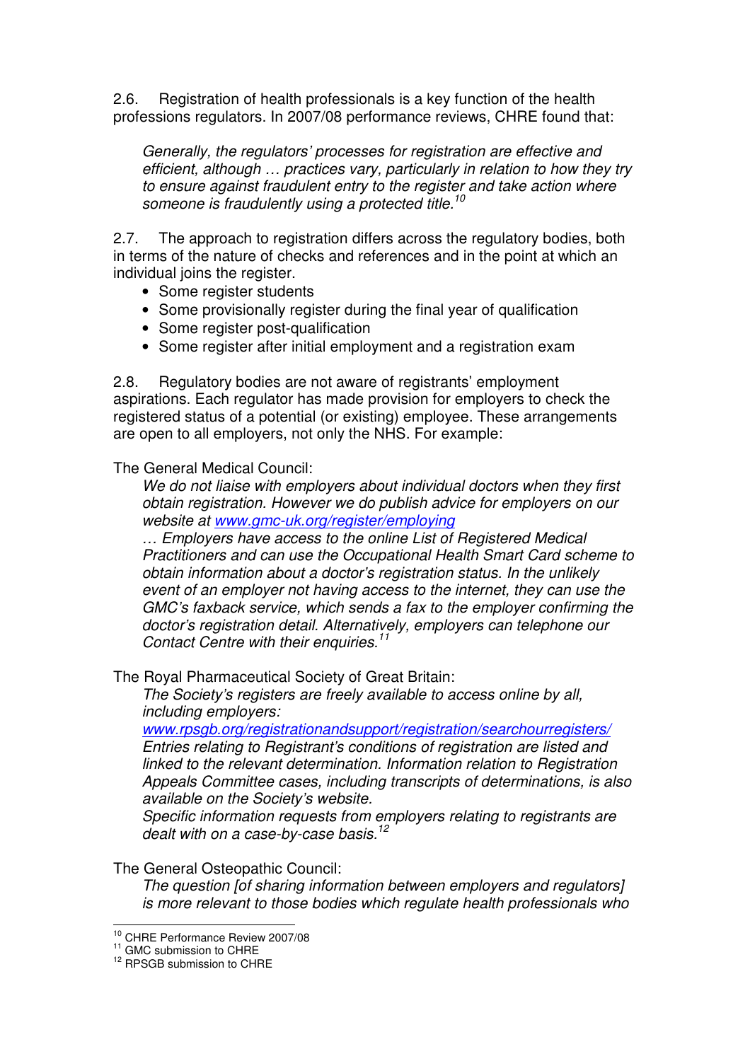2.6. Registration of health professionals is a key function of the health professions regulators. In 2007/08 performance reviews, CHRE found that:

> *Generally, the regulators' processes for registration are effective and efficient, although … practices vary, particularly in relation to how they try to ensure against fraudulent entry to the register and take action where someone is fraudulently using a protected title.*[10]

2.7. The approach to registration differs across the regulatory bodies, both in terms of the nature of checks and references and in the point at which an individual joins the register.

- Some register students
- Some provisionally register during the final year of qualification
- Some register post-qualification
- Some register after initial employment and a registration exam

2.8. Regulatory bodies are not aware of registrants' employment aspirations. Each regulator has made provision for employers to check the registered status of a potential (or existing) employee. These arrangements are open to all employers, not only the NHS. For example:

The General Medical Council:

> *We do not liaise with employers about individual doctors when they first obtain registration. However we do publish advice for employers on our website at www.gmc-uk.org/register/employing*
>
> *… Employers have access to the online List of Registered Medical Practitioners and can use the Occupational Health Smart Card scheme to obtain information about a doctor's registration status. In the unlikely event of an employer not having access to the internet, they can use the GMC's faxback service, which sends a fax to the employer confirming the doctor's registration detail. Alternatively, employers can telephone our Contact Centre with their enquiries.*[11]

The Royal Pharmaceutical Society of Great Britain:

> *The Society's registers are freely available to access online by all, including employers:*
> *www.rpsgb.org/registrationandsupport/registration/searchourregisters/*
> *Entries relating to Registrant's conditions of registration are listed and linked to the relevant determination. Information relation to Registration Appeals Committee cases, including transcripts of determinations, is also available on the Society's website.*
> *Specific information requests from employers relating to registrants are dealt with on a case-by-case basis.*[12]

The General Osteopathic Council:

> *The question [of sharing information between employers and regulators] is more relevant to those bodies which regulate health professionals who*

---

[10] CHRE Performance Review 2007/08
[11] GMC submission to CHRE
[12] RPSGB submission to CHRE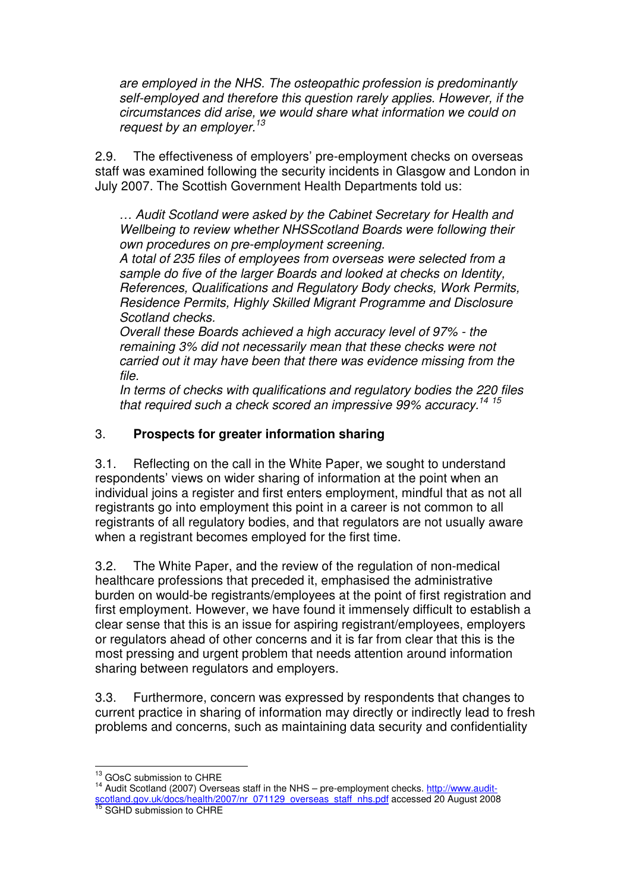*are employed in the NHS. The osteopathic profession is predominantly self-employed and therefore this question rarely applies. However, if the circumstances did arise, we would share what information we could on request by an employer.*[13]

2.9. The effectiveness of employers' pre-employment checks on overseas staff was examined following the security incidents in Glasgow and London in July 2007. The Scottish Government Health Departments told us:

> *… Audit Scotland were asked by the Cabinet Secretary for Health and Wellbeing to review whether NHSScotland Boards were following their own procedures on pre-employment screening.*
>
> *A total of 235 files of employees from overseas were selected from a sample do five of the larger Boards and looked at checks on Identity, References, Qualifications and Regulatory Body checks, Work Permits, Residence Permits, Highly Skilled Migrant Programme and Disclosure Scotland checks.*
>
> *Overall these Boards achieved a high accuracy level of 97% - the remaining 3% did not necessarily mean that these checks were not carried out it may have been that there was evidence missing from the file.*
>
> *In terms of checks with qualifications and regulatory bodies the 220 files that required such a check scored an impressive 99% accuracy.*[14] [15]

## 3. **Prospects for greater information sharing**

3.1. Reflecting on the call in the White Paper, we sought to understand respondents' views on wider sharing of information at the point when an individual joins a register and first enters employment, mindful that as not all registrants go into employment this point in a career is not common to all registrants of all regulatory bodies, and that regulators are not usually aware when a registrant becomes employed for the first time.

3.2. The White Paper, and the review of the regulation of non-medical healthcare professions that preceded it, emphasised the administrative burden on would-be registrants/employees at the point of first registration and first employment. However, we have found it immensely difficult to establish a clear sense that this is an issue for aspiring registrant/employees, employers or regulators ahead of other concerns and it is far from clear that this is the most pressing and urgent problem that needs attention around information sharing between regulators and employers.

3.3. Furthermore, concern was expressed by respondents that changes to current practice in sharing of information may directly or indirectly lead to fresh problems and concerns, such as maintaining data security and confidentiality

---

[13] GOsC submission to CHRE

[14] Audit Scotland (2007) Overseas staff in the NHS – pre-employment checks. http://www.audit-scotland.gov.uk/docs/health/2007/nr_071129_overseas_staff_nhs.pdf accessed 20 August 2008

[15] SGHD submission to CHRE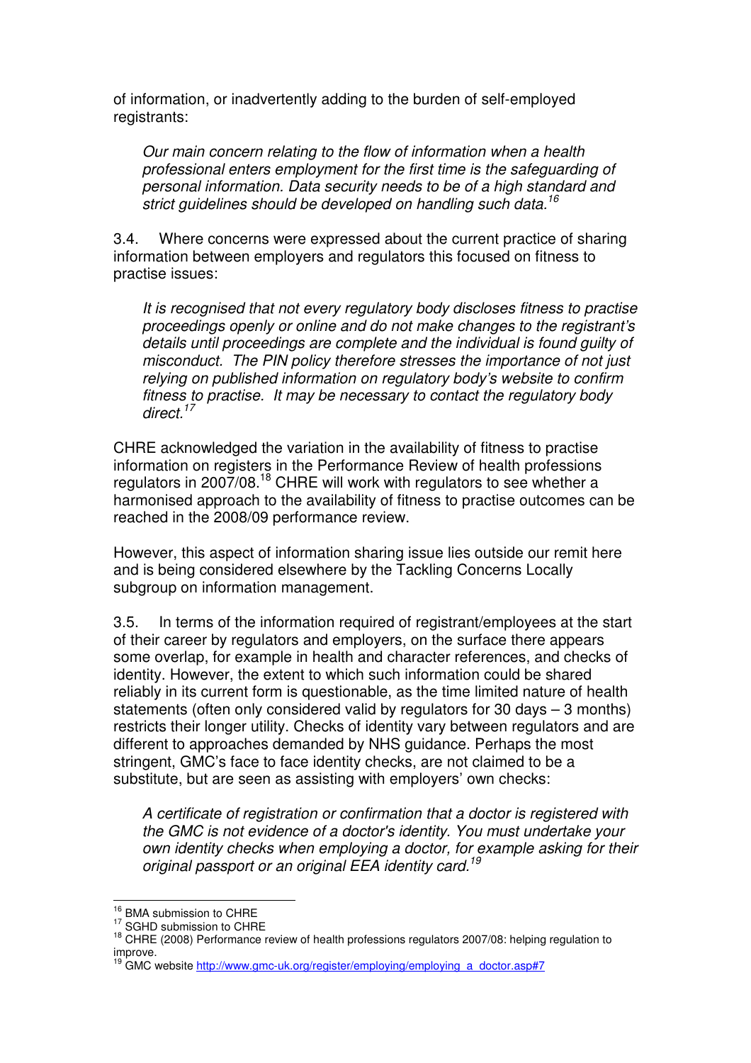of information, or inadvertently adding to the burden of self-employed registrants:

> *Our main concern relating to the flow of information when a health professional enters employment for the first time is the safeguarding of personal information. Data security needs to be of a high standard and strict guidelines should be developed on handling such data.*[16]

3.4. Where concerns were expressed about the current practice of sharing information between employers and regulators this focused on fitness to practise issues:

> *It is recognised that not every regulatory body discloses fitness to practise proceedings openly or online and do not make changes to the registrant's details until proceedings are complete and the individual is found guilty of misconduct. The PIN policy therefore stresses the importance of not just relying on published information on regulatory body's website to confirm fitness to practise. It may be necessary to contact the regulatory body direct.*[17]

CHRE acknowledged the variation in the availability of fitness to practise information on registers in the Performance Review of health professions regulators in 2007/08.[18] CHRE will work with regulators to see whether a harmonised approach to the availability of fitness to practise outcomes can be reached in the 2008/09 performance review.

However, this aspect of information sharing issue lies outside our remit here and is being considered elsewhere by the Tackling Concerns Locally subgroup on information management.

3.5. In terms of the information required of registrant/employees at the start of their career by regulators and employers, on the surface there appears some overlap, for example in health and character references, and checks of identity. However, the extent to which such information could be shared reliably in its current form is questionable, as the time limited nature of health statements (often only considered valid by regulators for 30 days – 3 months) restricts their longer utility. Checks of identity vary between regulators and are different to approaches demanded by NHS guidance. Perhaps the most stringent, GMC's face to face identity checks, are not claimed to be a substitute, but are seen as assisting with employers' own checks:

> *A certificate of registration or confirmation that a doctor is registered with the GMC is not evidence of a doctor's identity. You must undertake your own identity checks when employing a doctor, for example asking for their original passport or an original EEA identity card.*[19]

---

[16] BMA submission to CHRE

[17] SGHD submission to CHRE

[18] CHRE (2008) Performance review of health professions regulators 2007/08: helping regulation to improve.

[19] GMC website http://www.gmc-uk.org/register/employing/employing_a_doctor.asp#7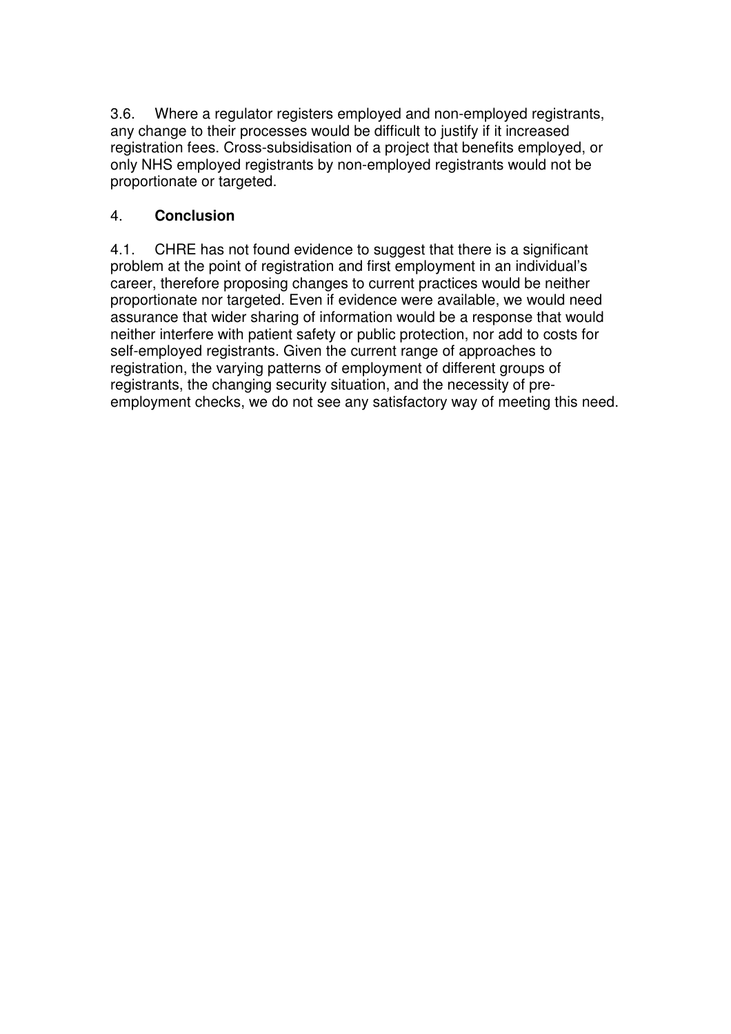3.6. Where a regulator registers employed and non-employed registrants, any change to their processes would be difficult to justify if it increased registration fees. Cross-subsidisation of a project that benefits employed, or only NHS employed registrants by non-employed registrants would not be proportionate or targeted.

## 4. **Conclusion**

4.1. CHRE has not found evidence to suggest that there is a significant problem at the point of registration and first employment in an individual's career, therefore proposing changes to current practices would be neither proportionate nor targeted. Even if evidence were available, we would need assurance that wider sharing of information would be a response that would neither interfere with patient safety or public protection, nor add to costs for self-employed registrants. Given the current range of approaches to registration, the varying patterns of employment of different groups of registrants, the changing security situation, and the necessity of pre-employment checks, we do not see any satisfactory way of meeting this need.